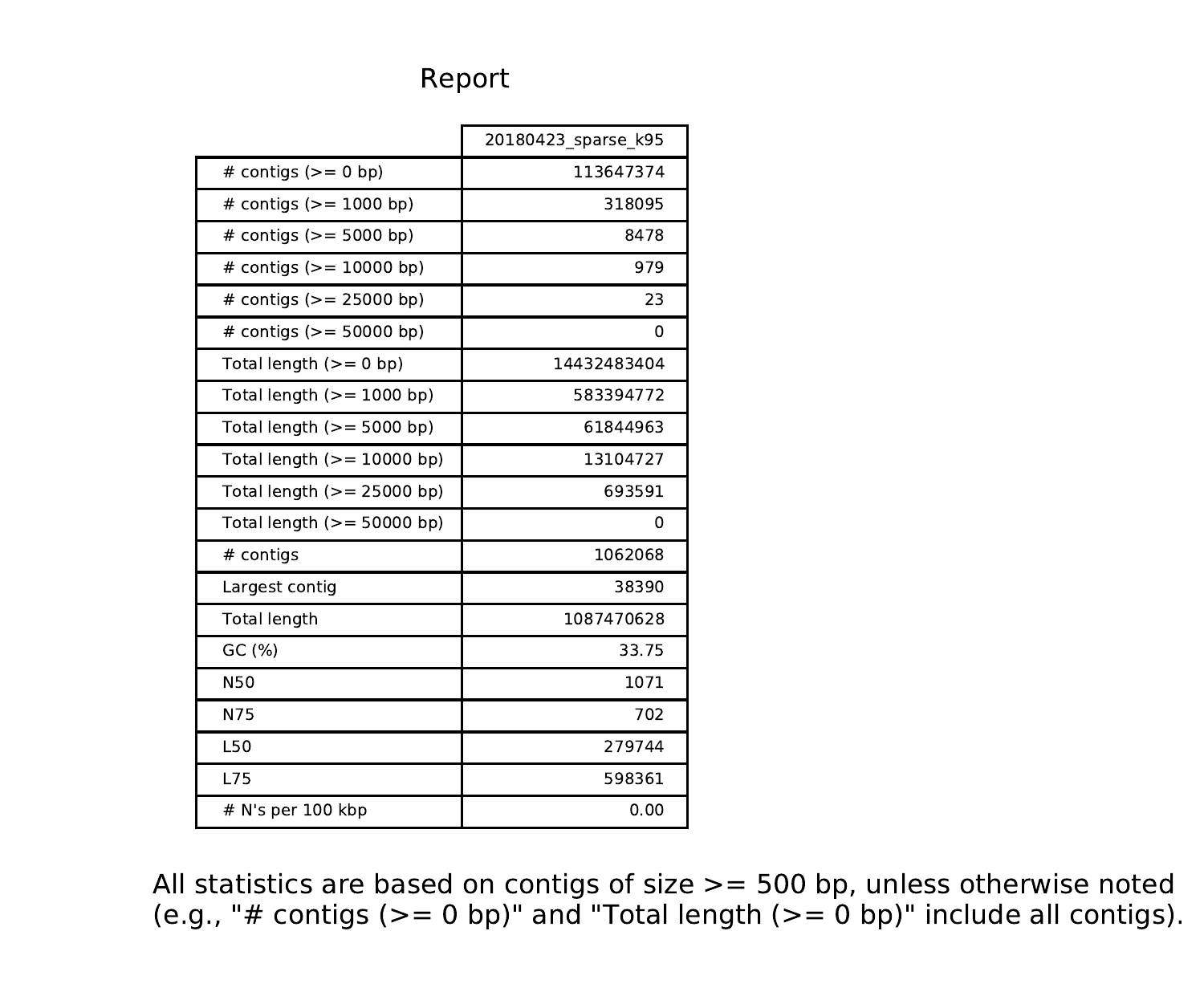# Report

| | 20180423_sparse_k95 |
|---|---|
| # contigs (>= 0 bp) | 113647374 |
| # contigs (>= 1000 bp) | 318095 |
| # contigs (>= 5000 bp) | 8478 |
| # contigs (>= 10000 bp) | 979 |
| # contigs (>= 25000 bp) | 23 |
| # contigs (>= 50000 bp) | 0 |
| Total length (>= 0 bp) | 14432483404 |
| Total length (>= 1000 bp) | 583394772 |
| Total length (>= 5000 bp) | 61844963 |
| Total length (>= 10000 bp) | 13104727 |
| Total length (>= 25000 bp) | 693591 |
| Total length (>= 50000 bp) | 0 |
| # contigs | 1062068 |
| Largest contig | 38390 |
| Total length | 1087470628 |
| GC (%) | 33.75 |
| N50 | 1071 |
| N75 | 702 |
| L50 | 279744 |
| L75 | 598361 |
| # N's per 100 kbp | 0.00 |

All statistics are based on contigs of size >= 500 bp, unless otherwise noted (e.g., "# contigs (>= 0 bp)" and "Total length (>= 0 bp)" include all contigs).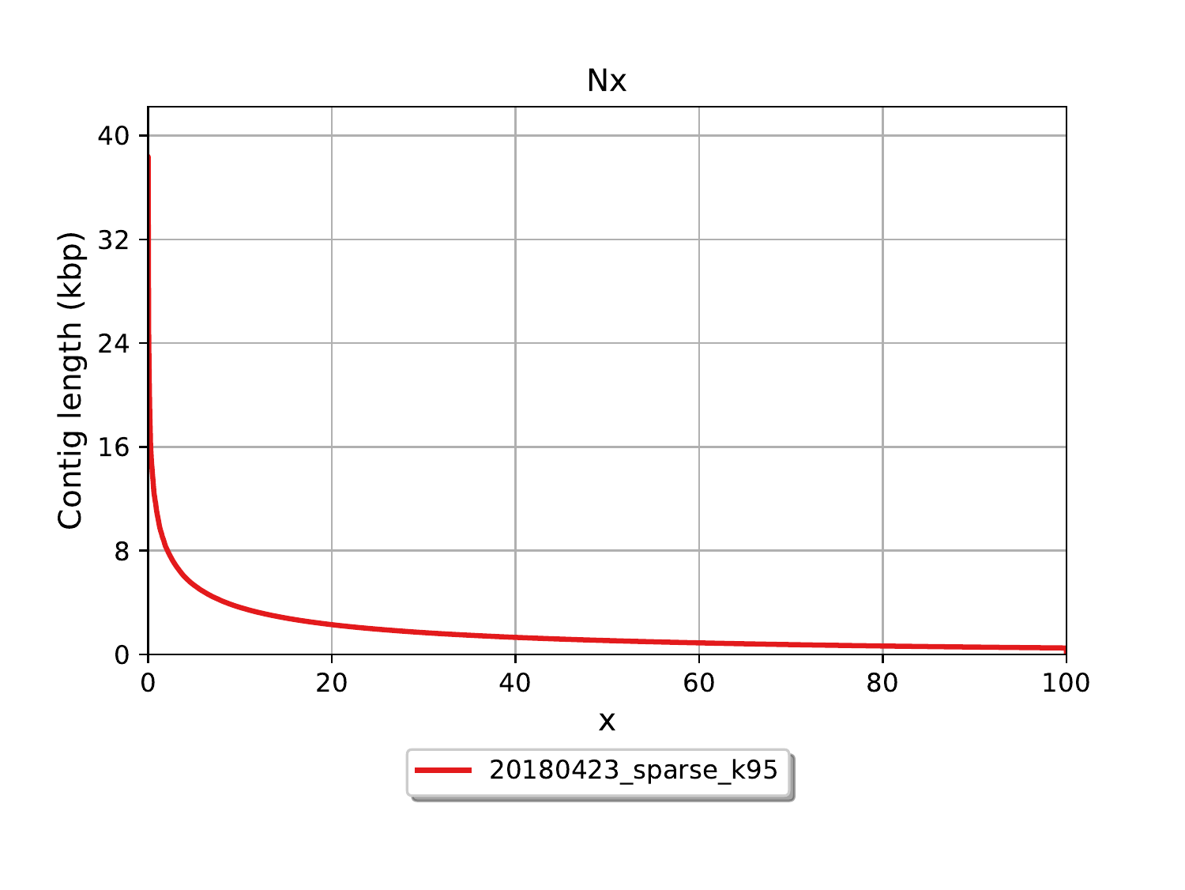# Nx

Contig length (kbp)

x

20180423_sparse_k95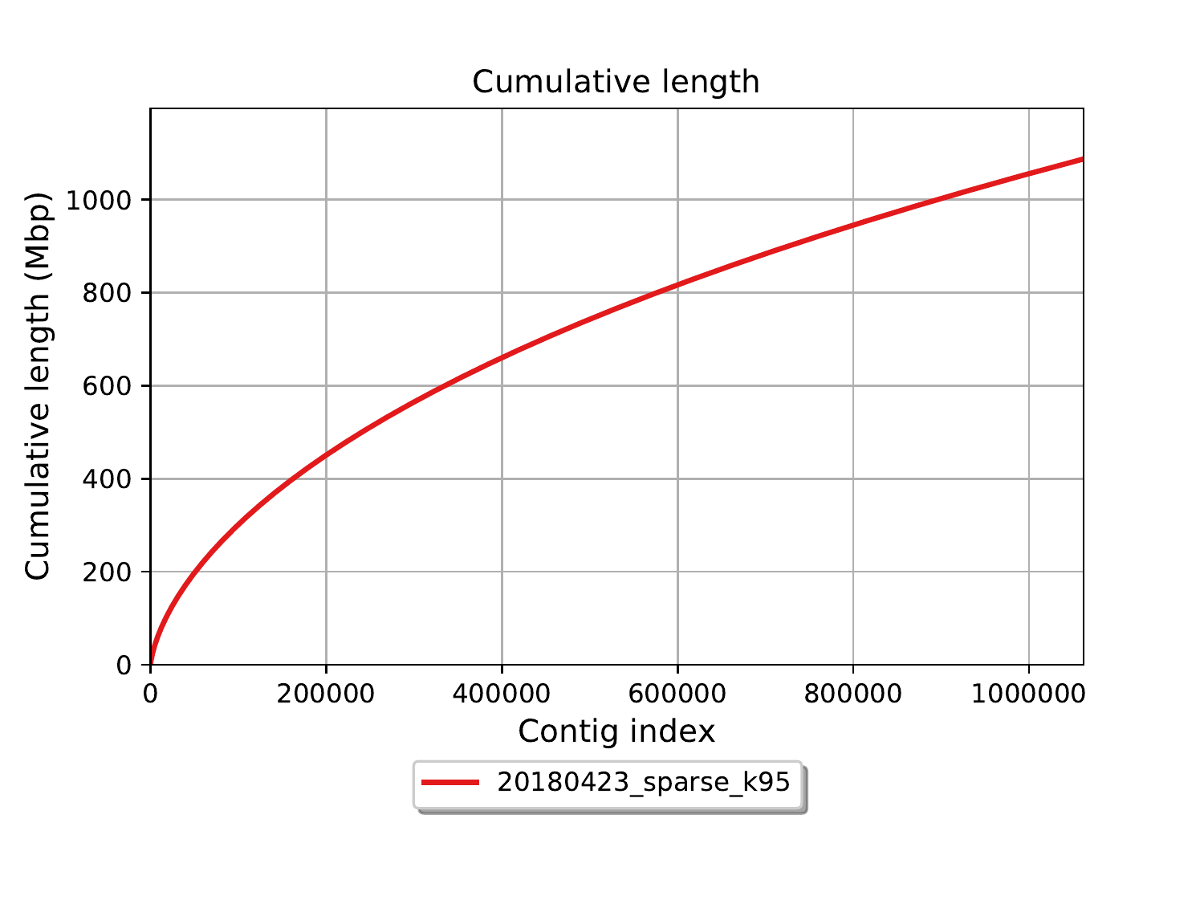Cumulative length

Cumulative length (Mbp)

Contig index

20180423_sparse_k95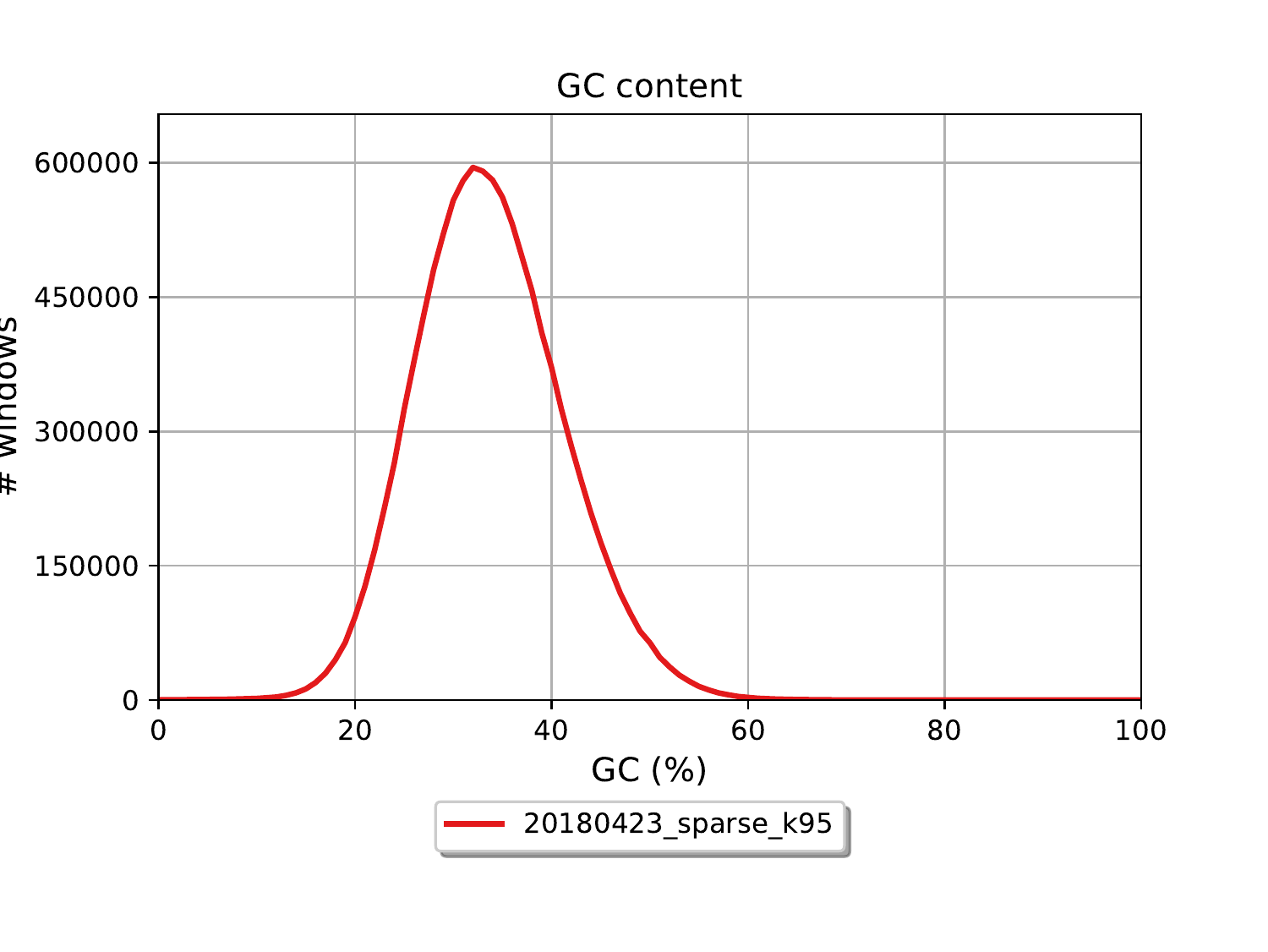GC content

# windows

GC (%)

20180423_sparse_k95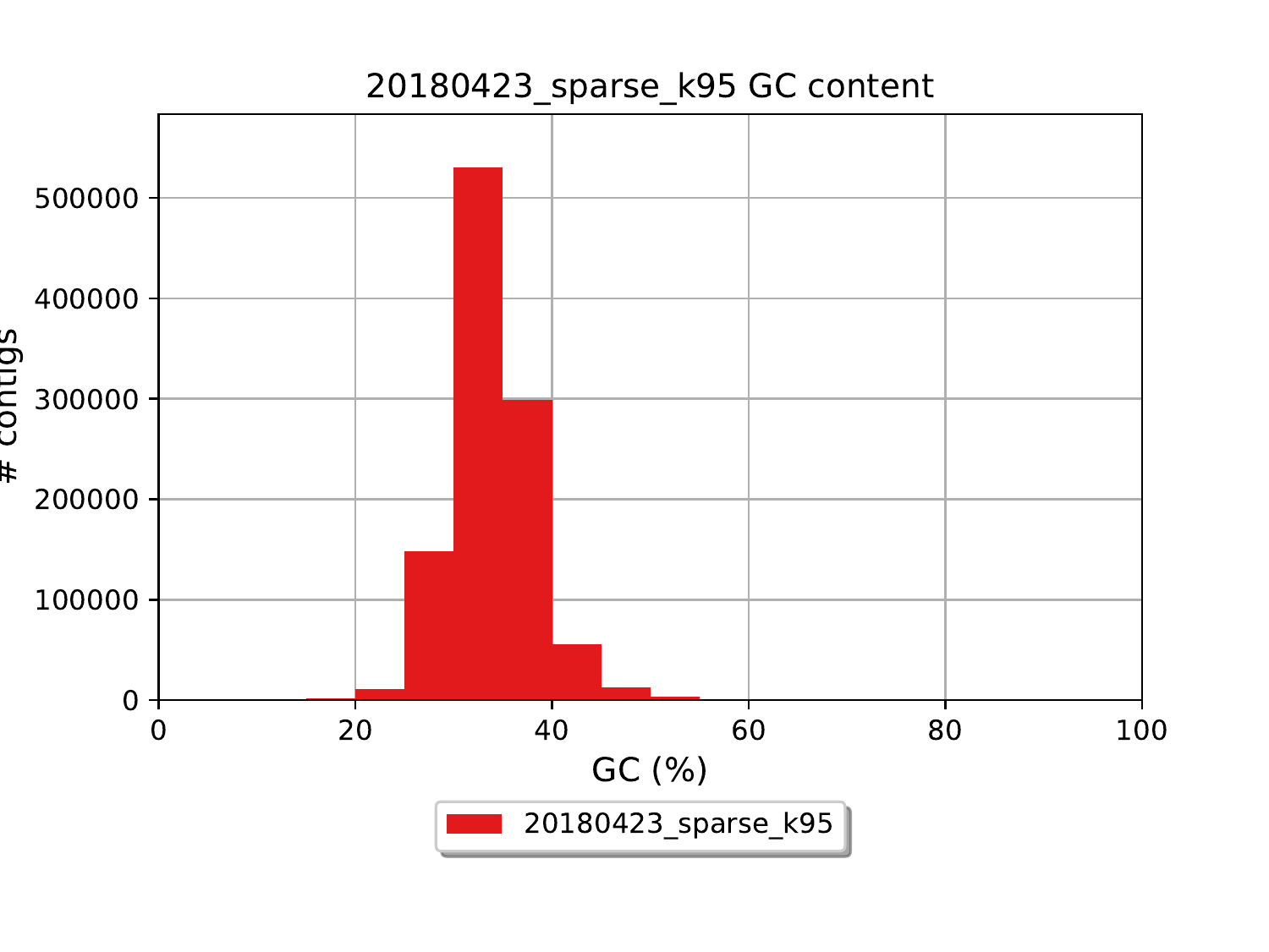20180423_sparse_k95 GC content

# contigs

0
100000
200000
300000
400000
500000

0
20
40
60
80
100

GC (%)

20180423_sparse_k95